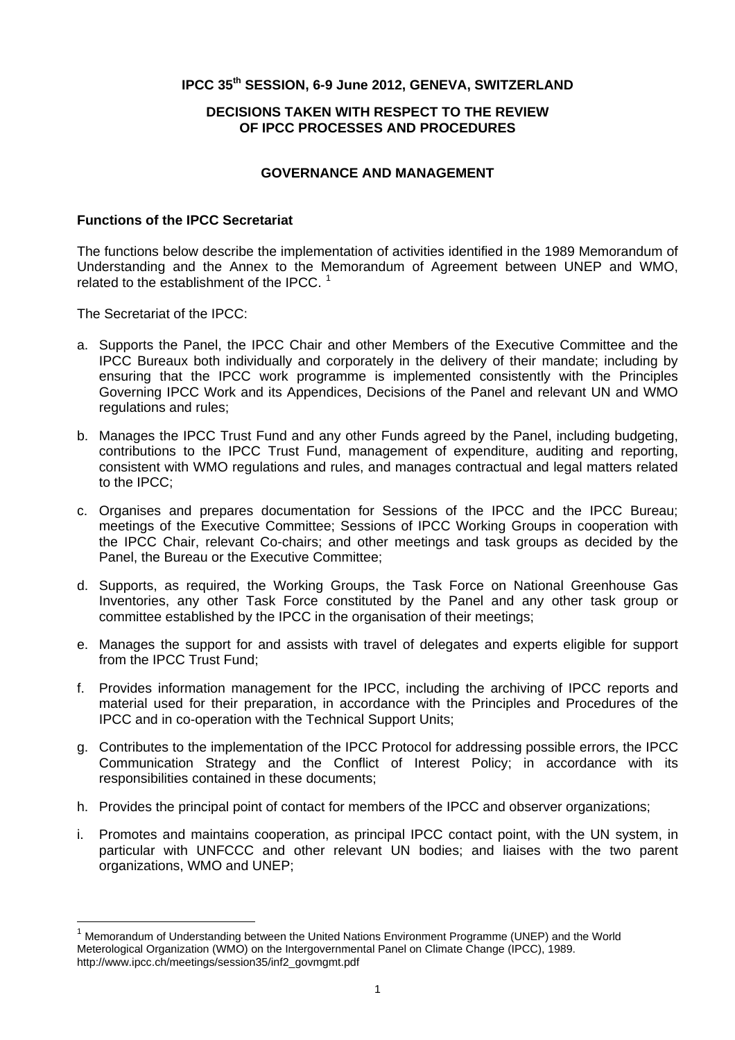**IPCC 35th SESSION, 6-9 June 2012, GENEVA, SWITZERLAND**

**DECISIONS TAKEN WITH RESPECT TO THE REVIEW OF IPCC PROCESSES AND PROCEDURES**

**GOVERNANCE AND MANAGEMENT**

**Functions of the IPCC Secretariat**

The functions below describe the implementation of activities identified in the 1989 Memorandum of Understanding and the Annex to the Memorandum of Agreement between UNEP and WMO, related to the establishment of the IPCC. [1]

The Secretariat of the IPCC:

a. Supports the Panel, the IPCC Chair and other Members of the Executive Committee and the IPCC Bureaux both individually and corporately in the delivery of their mandate; including by ensuring that the IPCC work programme is implemented consistently with the Principles Governing IPCC Work and its Appendices, Decisions of the Panel and relevant UN and WMO regulations and rules;

b. Manages the IPCC Trust Fund and any other Funds agreed by the Panel, including budgeting, contributions to the IPCC Trust Fund, management of expenditure, auditing and reporting, consistent with WMO regulations and rules, and manages contractual and legal matters related to the IPCC;

c. Organises and prepares documentation for Sessions of the IPCC and the IPCC Bureau; meetings of the Executive Committee; Sessions of IPCC Working Groups in cooperation with the IPCC Chair, relevant Co-chairs; and other meetings and task groups as decided by the Panel, the Bureau or the Executive Committee;

d. Supports, as required, the Working Groups, the Task Force on National Greenhouse Gas Inventories, any other Task Force constituted by the Panel and any other task group or committee established by the IPCC in the organisation of their meetings;

e. Manages the support for and assists with travel of delegates and experts eligible for support from the IPCC Trust Fund;

f. Provides information management for the IPCC, including the archiving of IPCC reports and material used for their preparation, in accordance with the Principles and Procedures of the IPCC and in co-operation with the Technical Support Units;

g. Contributes to the implementation of the IPCC Protocol for addressing possible errors, the IPCC Communication Strategy and the Conflict of Interest Policy; in accordance with its responsibilities contained in these documents;

h. Provides the principal point of contact for members of the IPCC and observer organizations;

i. Promotes and maintains cooperation, as principal IPCC contact point, with the UN system, in particular with UNFCCC and other relevant UN bodies; and liaises with the two parent organizations, WMO and UNEP;

---

[1] Memorandum of Understanding between the United Nations Environment Programme (UNEP) and the World Meterological Organization (WMO) on the Intergovernmental Panel on Climate Change (IPCC), 1989. http://www.ipcc.ch/meetings/session35/inf2_govmgmt.pdf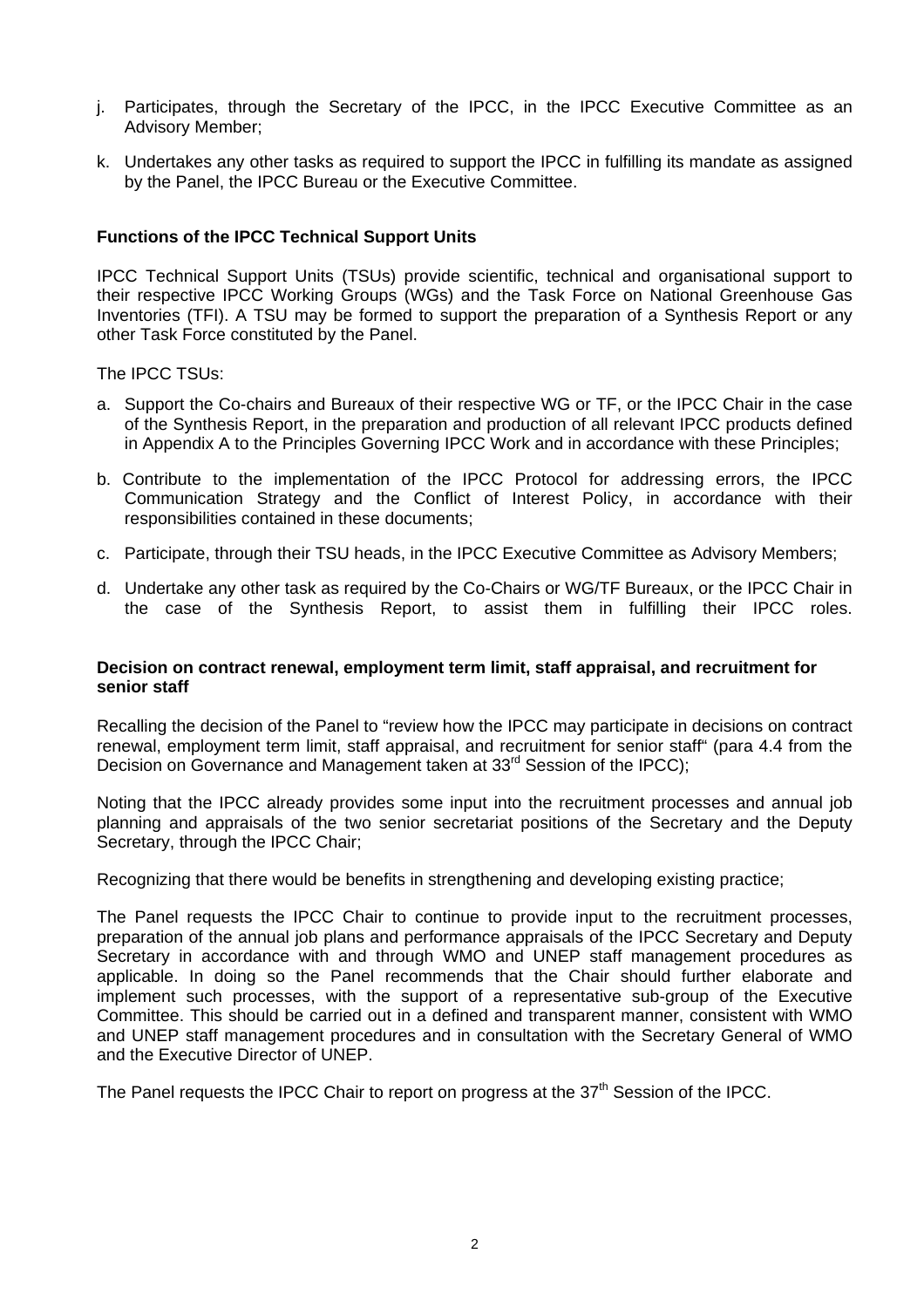j. Participates, through the Secretary of the IPCC, in the IPCC Executive Committee as an Advisory Member;

k. Undertakes any other tasks as required to support the IPCC in fulfilling its mandate as assigned by the Panel, the IPCC Bureau or the Executive Committee.

**Functions of the IPCC Technical Support Units**

IPCC Technical Support Units (TSUs) provide scientific, technical and organisational support to their respective IPCC Working Groups (WGs) and the Task Force on National Greenhouse Gas Inventories (TFI). A TSU may be formed to support the preparation of a Synthesis Report or any other Task Force constituted by the Panel.

The IPCC TSUs:

a. Support the Co-chairs and Bureaux of their respective WG or TF, or the IPCC Chair in the case of the Synthesis Report, in the preparation and production of all relevant IPCC products defined in Appendix A to the Principles Governing IPCC Work and in accordance with these Principles;

b. Contribute to the implementation of the IPCC Protocol for addressing errors, the IPCC Communication Strategy and the Conflict of Interest Policy, in accordance with their responsibilities contained in these documents;

c. Participate, through their TSU heads, in the IPCC Executive Committee as Advisory Members;

d. Undertake any other task as required by the Co-Chairs or WG/TF Bureaux, or the IPCC Chair in the case of the Synthesis Report, to assist them in fulfilling their IPCC roles.

**Decision on contract renewal, employment term limit, staff appraisal, and recruitment for senior staff**

Recalling the decision of the Panel to "review how the IPCC may participate in decisions on contract renewal, employment term limit, staff appraisal, and recruitment for senior staff" (para 4.4 from the Decision on Governance and Management taken at 33rd Session of the IPCC);

Noting that the IPCC already provides some input into the recruitment processes and annual job planning and appraisals of the two senior secretariat positions of the Secretary and the Deputy Secretary, through the IPCC Chair;

Recognizing that there would be benefits in strengthening and developing existing practice;

The Panel requests the IPCC Chair to continue to provide input to the recruitment processes, preparation of the annual job plans and performance appraisals of the IPCC Secretary and Deputy Secretary in accordance with and through WMO and UNEP staff management procedures as applicable. In doing so the Panel recommends that the Chair should further elaborate and implement such processes, with the support of a representative sub-group of the Executive Committee. This should be carried out in a defined and transparent manner, consistent with WMO and UNEP staff management procedures and in consultation with the Secretary General of WMO and the Executive Director of UNEP.

The Panel requests the IPCC Chair to report on progress at the 37th Session of the IPCC.